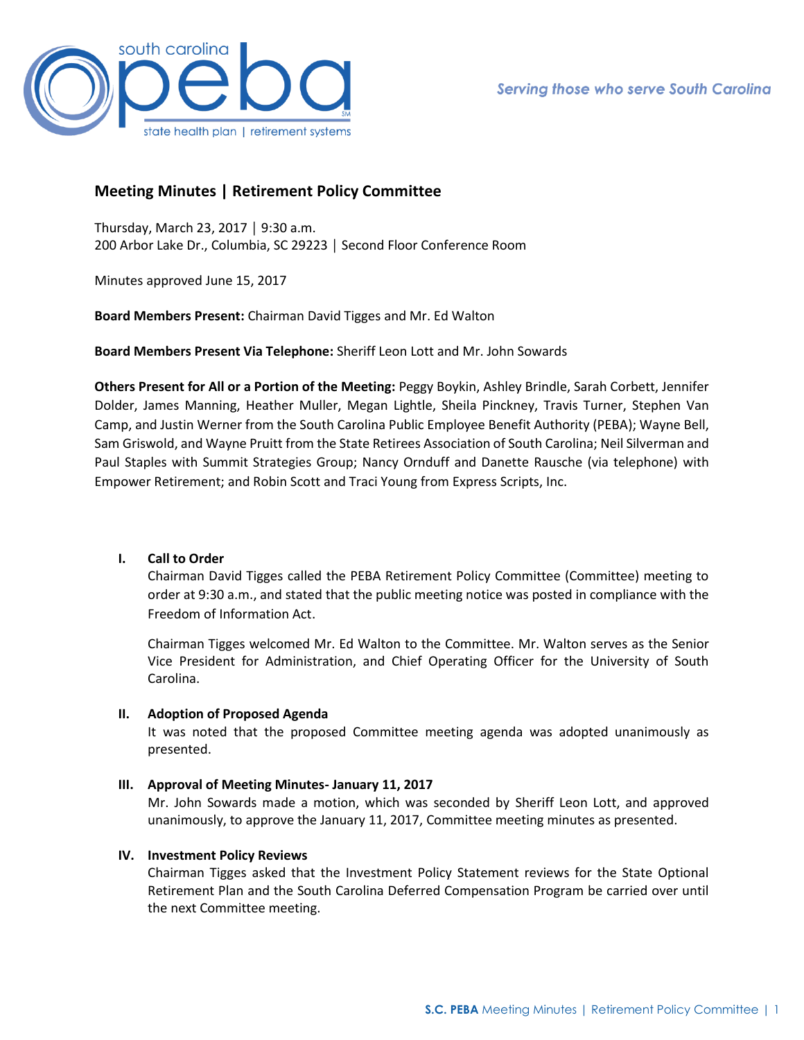# Meeting Minutes | Retirement Policy Committee

Thursday, March 23, 2017 │ 9:30 a.m.
200 Arbor Lake Dr., Columbia, SC 29223 │ Second Floor Conference Room

Minutes approved June 15, 2017

**Board Members Present:** Chairman David Tigges and Mr. Ed Walton

**Board Members Present Via Telephone:** Sheriff Leon Lott and Mr. John Sowards

**Others Present for All or a Portion of the Meeting:** Peggy Boykin, Ashley Brindle, Sarah Corbett, Jennifer Dolder, James Manning, Heather Muller, Megan Lightle, Sheila Pinckney, Travis Turner, Stephen Van Camp, and Justin Werner from the South Carolina Public Employee Benefit Authority (PEBA); Wayne Bell, Sam Griswold, and Wayne Pruitt from the State Retirees Association of South Carolina; Neil Silverman and Paul Staples with Summit Strategies Group; Nancy Ornduff and Danette Rausche (via telephone) with Empower Retirement; and Robin Scott and Traci Young from Express Scripts, Inc.

## I. Call to Order

Chairman David Tigges called the PEBA Retirement Policy Committee (Committee) meeting to order at 9:30 a.m., and stated that the public meeting notice was posted in compliance with the Freedom of Information Act.

Chairman Tigges welcomed Mr. Ed Walton to the Committee. Mr. Walton serves as the Senior Vice President for Administration, and Chief Operating Officer for the University of South Carolina.

## II. Adoption of Proposed Agenda

It was noted that the proposed Committee meeting agenda was adopted unanimously as presented.

## III. Approval of Meeting Minutes- January 11, 2017

Mr. John Sowards made a motion, which was seconded by Sheriff Leon Lott, and approved unanimously, to approve the January 11, 2017, Committee meeting minutes as presented.

## IV. Investment Policy Reviews

Chairman Tigges asked that the Investment Policy Statement reviews for the State Optional Retirement Plan and the South Carolina Deferred Compensation Program be carried over until the next Committee meeting.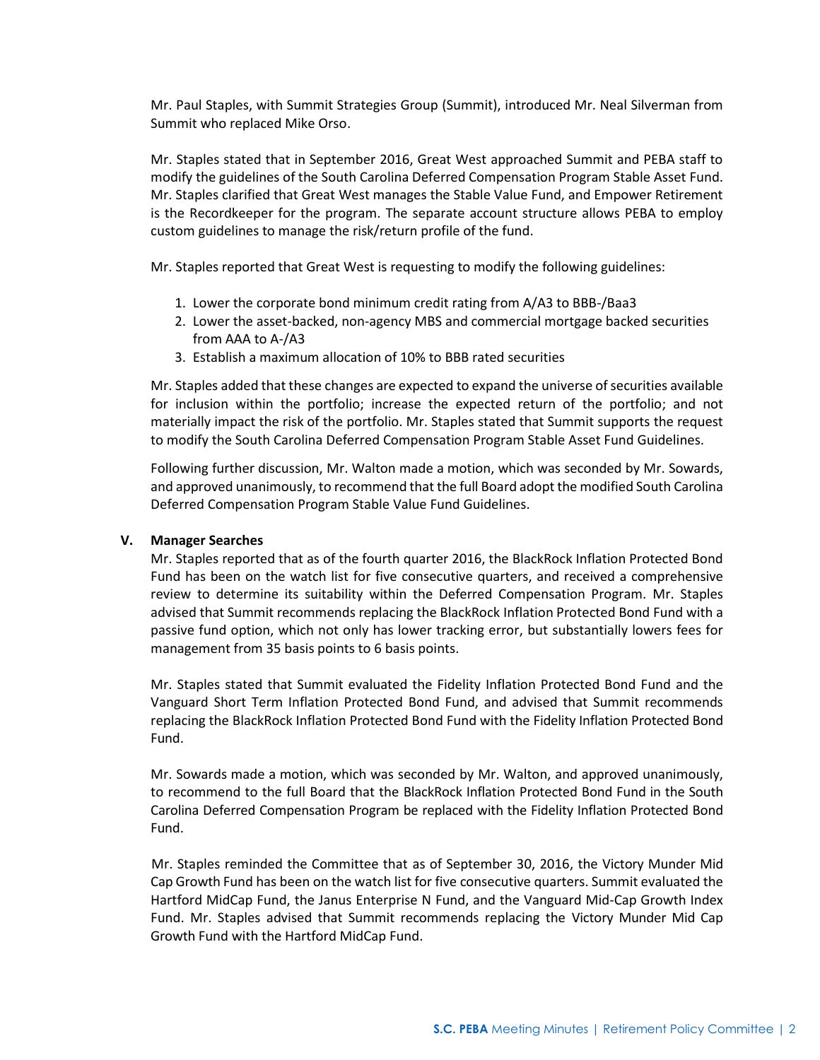Mr. Paul Staples, with Summit Strategies Group (Summit), introduced Mr. Neal Silverman from Summit who replaced Mike Orso.

Mr. Staples stated that in September 2016, Great West approached Summit and PEBA staff to modify the guidelines of the South Carolina Deferred Compensation Program Stable Asset Fund. Mr. Staples clarified that Great West manages the Stable Value Fund, and Empower Retirement is the Recordkeeper for the program. The separate account structure allows PEBA to employ custom guidelines to manage the risk/return profile of the fund.

Mr. Staples reported that Great West is requesting to modify the following guidelines:

1. Lower the corporate bond minimum credit rating from A/A3 to BBB-/Baa3
2. Lower the asset-backed, non-agency MBS and commercial mortgage backed securities from AAA to A-/A3
3. Establish a maximum allocation of 10% to BBB rated securities

Mr. Staples added that these changes are expected to expand the universe of securities available for inclusion within the portfolio; increase the expected return of the portfolio; and not materially impact the risk of the portfolio. Mr. Staples stated that Summit supports the request to modify the South Carolina Deferred Compensation Program Stable Asset Fund Guidelines.

Following further discussion, Mr. Walton made a motion, which was seconded by Mr. Sowards, and approved unanimously, to recommend that the full Board adopt the modified South Carolina Deferred Compensation Program Stable Value Fund Guidelines.

## V. Manager Searches

Mr. Staples reported that as of the fourth quarter 2016, the BlackRock Inflation Protected Bond Fund has been on the watch list for five consecutive quarters, and received a comprehensive review to determine its suitability within the Deferred Compensation Program. Mr. Staples advised that Summit recommends replacing the BlackRock Inflation Protected Bond Fund with a passive fund option, which not only has lower tracking error, but substantially lowers fees for management from 35 basis points to 6 basis points.

Mr. Staples stated that Summit evaluated the Fidelity Inflation Protected Bond Fund and the Vanguard Short Term Inflation Protected Bond Fund, and advised that Summit recommends replacing the BlackRock Inflation Protected Bond Fund with the Fidelity Inflation Protected Bond Fund.

Mr. Sowards made a motion, which was seconded by Mr. Walton, and approved unanimously, to recommend to the full Board that the BlackRock Inflation Protected Bond Fund in the South Carolina Deferred Compensation Program be replaced with the Fidelity Inflation Protected Bond Fund.

Mr. Staples reminded the Committee that as of September 30, 2016, the Victory Munder Mid Cap Growth Fund has been on the watch list for five consecutive quarters. Summit evaluated the Hartford MidCap Fund, the Janus Enterprise N Fund, and the Vanguard Mid-Cap Growth Index Fund. Mr. Staples advised that Summit recommends replacing the Victory Munder Mid Cap Growth Fund with the Hartford MidCap Fund.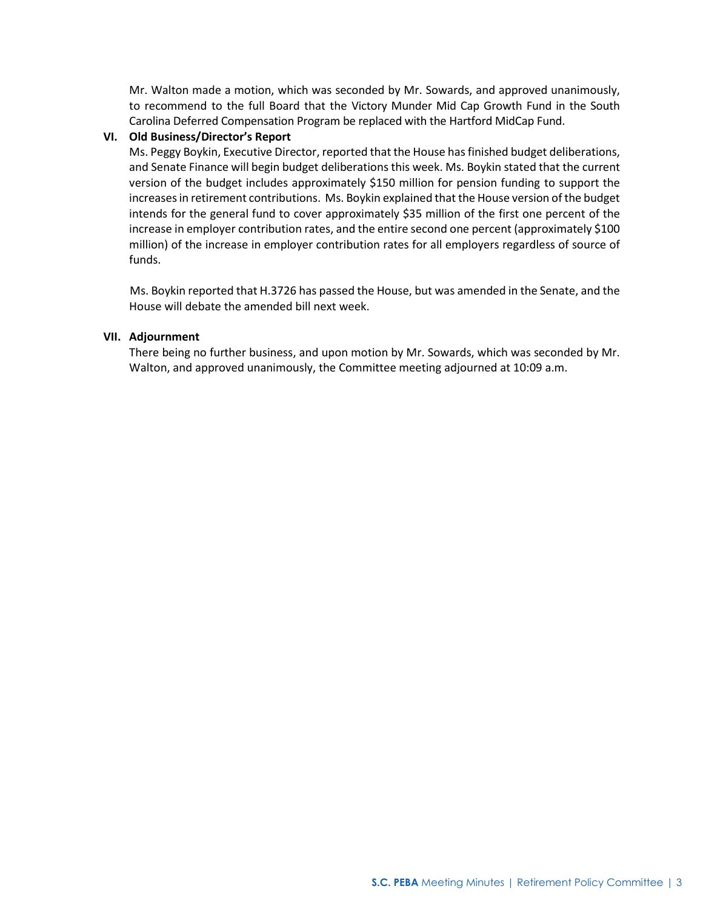Mr. Walton made a motion, which was seconded by Mr. Sowards, and approved unanimously, to recommend to the full Board that the Victory Munder Mid Cap Growth Fund in the South Carolina Deferred Compensation Program be replaced with the Hartford MidCap Fund.

**VI. Old Business/Director's Report**

Ms. Peggy Boykin, Executive Director, reported that the House has finished budget deliberations, and Senate Finance will begin budget deliberations this week. Ms. Boykin stated that the current version of the budget includes approximately $150 million for pension funding to support the increases in retirement contributions. Ms. Boykin explained that the House version of the budget intends for the general fund to cover approximately $35 million of the first one percent of the increase in employer contribution rates, and the entire second one percent (approximately $100 million) of the increase in employer contribution rates for all employers regardless of source of funds.

Ms. Boykin reported that H.3726 has passed the House, but was amended in the Senate, and the House will debate the amended bill next week.

**VII. Adjournment**

There being no further business, and upon motion by Mr. Sowards, which was seconded by Mr. Walton, and approved unanimously, the Committee meeting adjourned at 10:09 a.m.